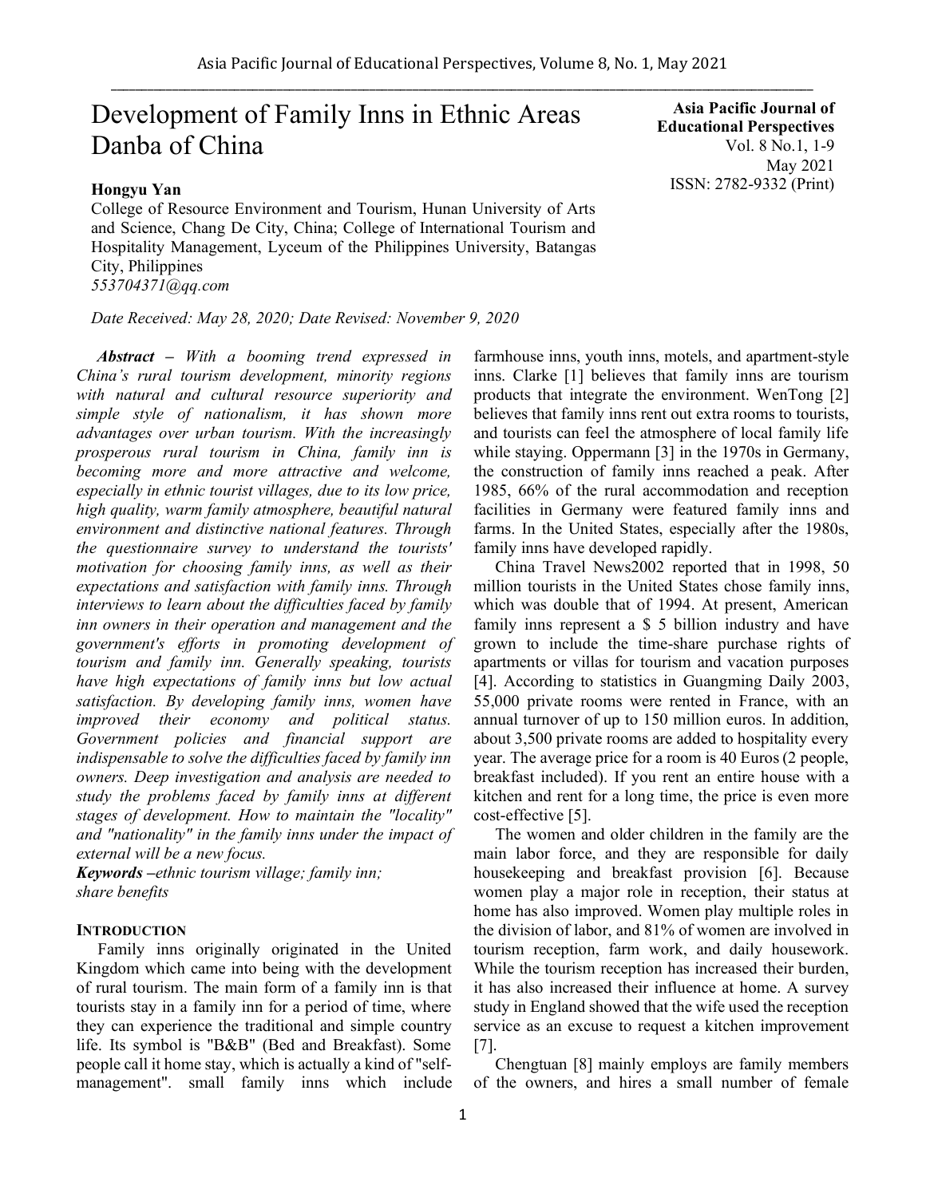# Development of Family Inns in Ethnic Areas Danba of China

**Hongyu Yan**

College of Resource Environment and Tourism, Hunan University of Arts and Science, Chang De City, China; College of International Tourism and Hospitality Management, Lyceum of the Philippines University, Batangas City, Philippines

*553704371@qq.com*

*Date Received: May 28, 2020; Date Revised: November 9, 2020*

***Abstract*** *– With a booming trend expressed in China's rural tourism development, minority regions with natural and cultural resource superiority and simple style of nationalism, it has shown more advantages over urban tourism. With the increasingly prosperous rural tourism in China, family inn is becoming more and more attractive and welcome, especially in ethnic tourist villages, due to its low price, high quality, warm family atmosphere, beautiful natural environment and distinctive national features. Through the questionnaire survey to understand the tourists' motivation for choosing family inns, as well as their expectations and satisfaction with family inns. Through interviews to learn about the difficulties faced by family inn owners in their operation and management and the government's efforts in promoting development of tourism and family inn. Generally speaking, tourists have high expectations of family inns but low actual satisfaction. By developing family inns, women have improved their economy and political status. Government policies and financial support are indispensable to solve the difficulties faced by family inn owners. Deep investigation and analysis are needed to study the problems faced by family inns at different stages of development. How to maintain the "locality" and "nationality" in the family inns under the impact of external will be a new focus.*

***Keywords*** *–ethnic tourism village; family inn; share benefits*

## INTRODUCTION

Family inns originally originated in the United Kingdom which came into being with the development of rural tourism. The main form of a family inn is that tourists stay in a family inn for a period of time, where they can experience the traditional and simple country life. Its symbol is "B&B" (Bed and Breakfast). Some people call it home stay, which is actually a kind of "self-management". small family inns which include farmhouse inns, youth inns, motels, and apartment-style inns. Clarke [1] believes that family inns are tourism products that integrate the environment. WenTong [2] believes that family inns rent out extra rooms to tourists, and tourists can feel the atmosphere of local family life while staying. Oppermann [3] in the 1970s in Germany, the construction of family inns reached a peak. After 1985, 66% of the rural accommodation and reception facilities in Germany were featured family inns and farms. In the United States, especially after the 1980s, family inns have developed rapidly.

China Travel News2002 reported that in 1998, 50 million tourists in the United States chose family inns, which was double that of 1994. At present, American family inns represent a $ 5 billion industry and have grown to include the time-share purchase rights of apartments or villas for tourism and vacation purposes [4]. According to statistics in Guangming Daily 2003, 55,000 private rooms were rented in France, with an annual turnover of up to 150 million euros. In addition, about 3,500 private rooms are added to hospitality every year. The average price for a room is 40 Euros (2 people, breakfast included). If you rent an entire house with a kitchen and rent for a long time, the price is even more cost-effective [5].

The women and older children in the family are the main labor force, and they are responsible for daily housekeeping and breakfast provision [6]. Because women play a major role in reception, their status at home has also improved. Women play multiple roles in the division of labor, and 81% of women are involved in tourism reception, farm work, and daily housework. While the tourism reception has increased their burden, it has also increased their influence at home. A survey study in England showed that the wife used the reception service as an excuse to request a kitchen improvement [7].

Chengtuan [8] mainly employs are family members of the owners, and hires a small number of female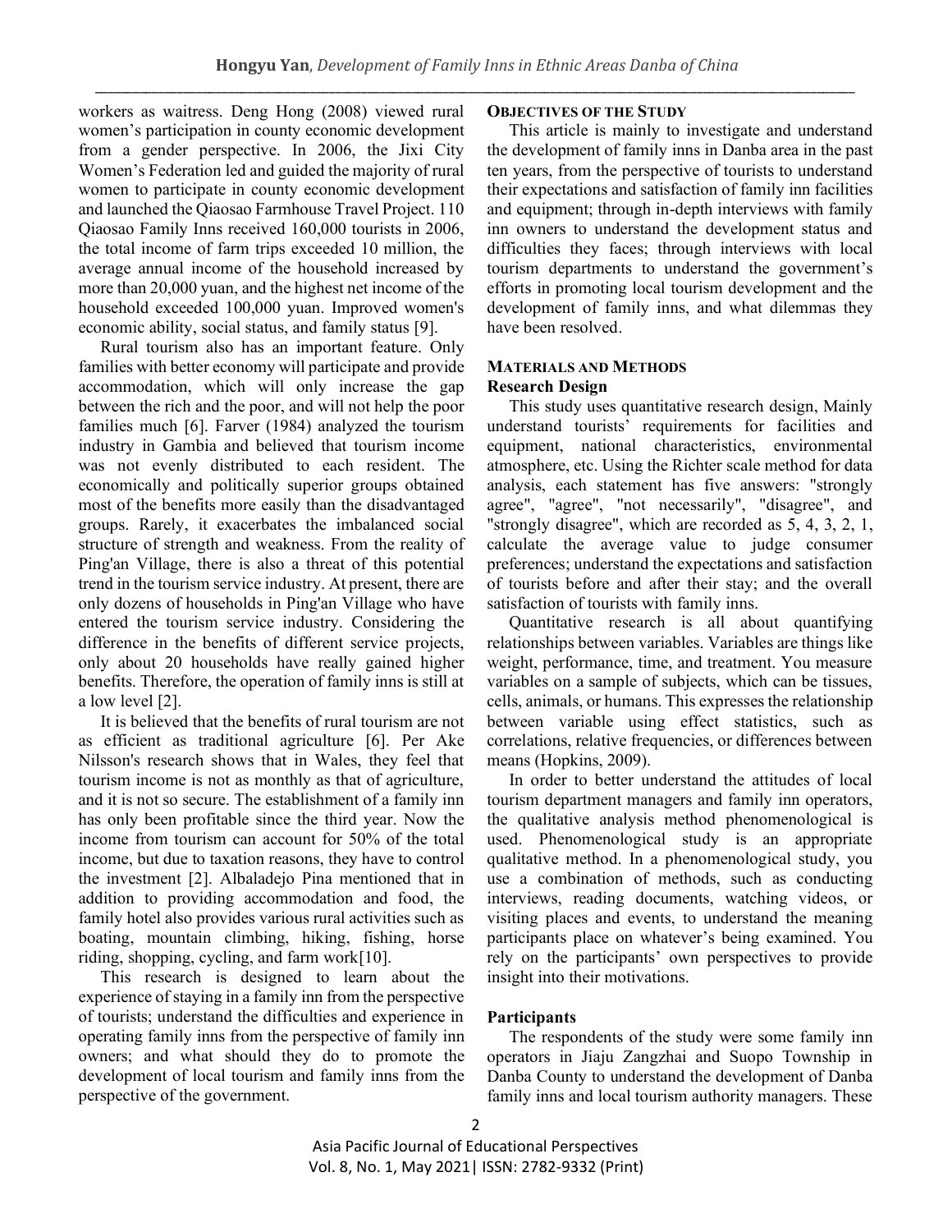workers as waitress. Deng Hong (2008) viewed rural women's participation in county economic development from a gender perspective. In 2006, the Jixi City Women's Federation led and guided the majority of rural women to participate in county economic development and launched the Qiaosao Farmhouse Travel Project. 110 Qiaosao Family Inns received 160,000 tourists in 2006, the total income of farm trips exceeded 10 million, the average annual income of the household increased by more than 20,000 yuan, and the highest net income of the household exceeded 100,000 yuan. Improved women's economic ability, social status, and family status [9].

Rural tourism also has an important feature. Only families with better economy will participate and provide accommodation, which will only increase the gap between the rich and the poor, and will not help the poor families much [6]. Farver (1984) analyzed the tourism industry in Gambia and believed that tourism income was not evenly distributed to each resident. The economically and politically superior groups obtained most of the benefits more easily than the disadvantaged groups. Rarely, it exacerbates the imbalanced social structure of strength and weakness. From the reality of Ping'an Village, there is also a threat of this potential trend in the tourism service industry. At present, there are only dozens of households in Ping'an Village who have entered the tourism service industry. Considering the difference in the benefits of different service projects, only about 20 households have really gained higher benefits. Therefore, the operation of family inns is still at a low level [2].

It is believed that the benefits of rural tourism are not as efficient as traditional agriculture [6]. Per Ake Nilsson's research shows that in Wales, they feel that tourism income is not as monthly as that of agriculture, and it is not so secure. The establishment of a family inn has only been profitable since the third year. Now the income from tourism can account for 50% of the total income, but due to taxation reasons, they have to control the investment [2]. Albaladejo Pina mentioned that in addition to providing accommodation and food, the family hotel also provides various rural activities such as boating, mountain climbing, hiking, fishing, horse riding, shopping, cycling, and farm work[10].

This research is designed to learn about the experience of staying in a family inn from the perspective of tourists; understand the difficulties and experience in operating family inns from the perspective of family inn owners; and what should they do to promote the development of local tourism and family inns from the perspective of the government.

## OBJECTIVES OF THE STUDY

This article is mainly to investigate and understand the development of family inns in Danba area in the past ten years, from the perspective of tourists to understand their expectations and satisfaction of family inn facilities and equipment; through in-depth interviews with family inn owners to understand the development status and difficulties they faces; through interviews with local tourism departments to understand the government's efforts in promoting local tourism development and the development of family inns, and what dilemmas they have been resolved.

## MATERIALS AND METHODS

### Research Design

This study uses quantitative research design, Mainly understand tourists' requirements for facilities and equipment, national characteristics, environmental atmosphere, etc. Using the Richter scale method for data analysis, each statement has five answers: "strongly agree", "agree", "not necessarily", "disagree", and "strongly disagree", which are recorded as 5, 4, 3, 2, 1, calculate the average value to judge consumer preferences; understand the expectations and satisfaction of tourists before and after their stay; and the overall satisfaction of tourists with family inns.

Quantitative research is all about quantifying relationships between variables. Variables are things like weight, performance, time, and treatment. You measure variables on a sample of subjects, which can be tissues, cells, animals, or humans. This expresses the relationship between variable using effect statistics, such as correlations, relative frequencies, or differences between means (Hopkins, 2009).

In order to better understand the attitudes of local tourism department managers and family inn operators, the qualitative analysis method phenomenological is used. Phenomenological study is an appropriate qualitative method. In a phenomenological study, you use a combination of methods, such as conducting interviews, reading documents, watching videos, or visiting places and events, to understand the meaning participants place on whatever's being examined. You rely on the participants' own perspectives to provide insight into their motivations.

### Participants

The respondents of the study were some family inn operators in Jiaju Zangzhai and Suopo Township in Danba County to understand the development of Danba family inns and local tourism authority managers. These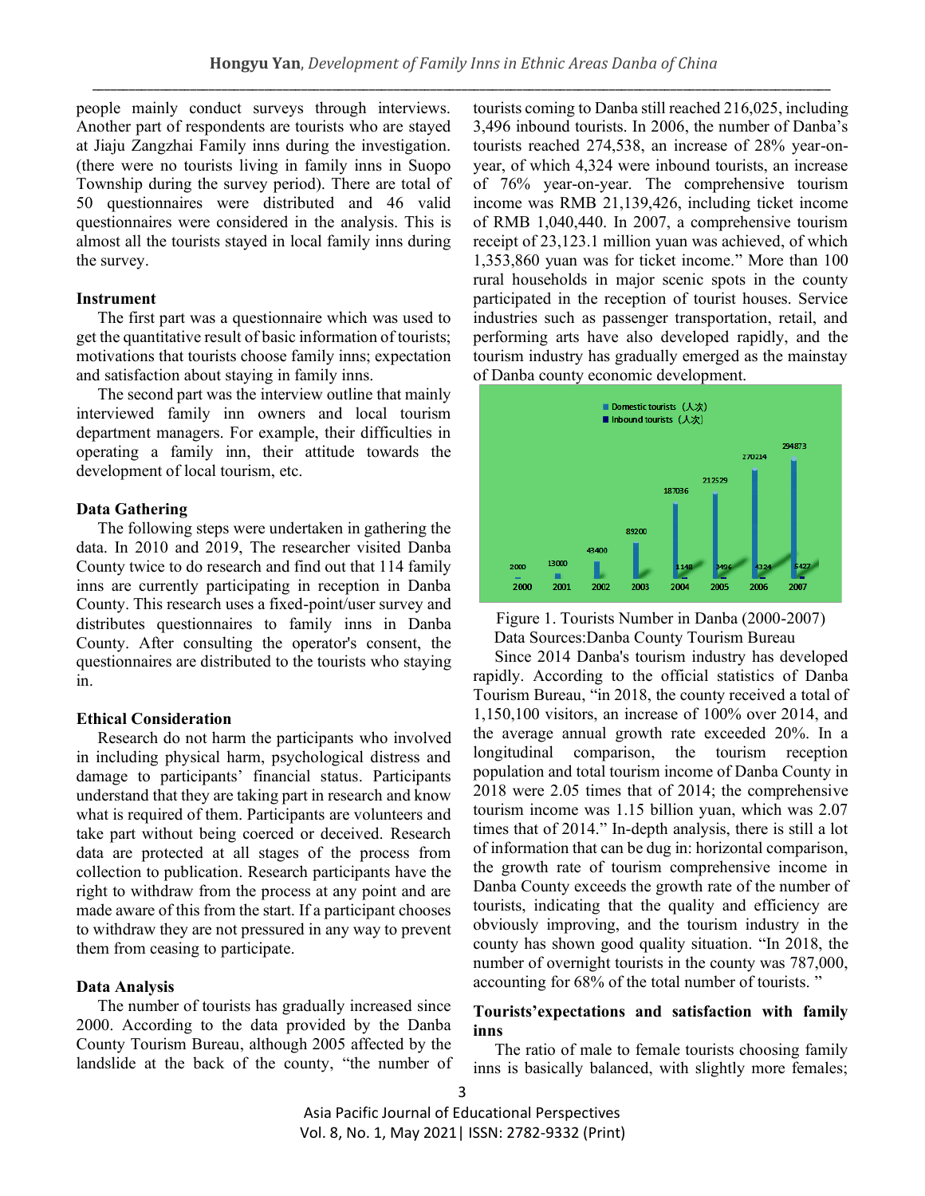people mainly conduct surveys through interviews. Another part of respondents are tourists who are stayed at Jiaju Zangzhai Family inns during the investigation. (there were no tourists living in family inns in Suopo Township during the survey period). There are total of 50 questionnaires were distributed and 46 valid questionnaires were considered in the analysis. This is almost all the tourists stayed in local family inns during the survey.

**Instrument**

The first part was a questionnaire which was used to get the quantitative result of basic information of tourists; motivations that tourists choose family inns; expectation and satisfaction about staying in family inns.

The second part was the interview outline that mainly interviewed family inn owners and local tourism department managers. For example, their difficulties in operating a family inn, their attitude towards the development of local tourism, etc.

**Data Gathering**

The following steps were undertaken in gathering the data. In 2010 and 2019, The researcher visited Danba County twice to do research and find out that 114 family inns are currently participating in reception in Danba County. This research uses a fixed-point/user survey and distributes questionnaires to family inns in Danba County. After consulting the operator's consent, the questionnaires are distributed to the tourists who staying in.

**Ethical Consideration**

Research do not harm the participants who involved in including physical harm, psychological distress and damage to participants' financial status. Participants understand that they are taking part in research and know what is required of them. Participants are volunteers and take part without being coerced or deceived. Research data are protected at all stages of the process from collection to publication. Research participants have the right to withdraw from the process at any point and are made aware of this from the start. If a participant chooses to withdraw they are not pressured in any way to prevent them from ceasing to participate.

**Data Analysis**

The number of tourists has gradually increased since 2000. According to the data provided by the Danba County Tourism Bureau, although 2005 affected by the landslide at the back of the county, "the number of tourists coming to Danba still reached 216,025, including 3,496 inbound tourists. In 2006, the number of Danba's tourists reached 274,538, an increase of 28% year-on-year, of which 4,324 were inbound tourists, an increase of 76% year-on-year. The comprehensive tourism income was RMB 21,139,426, including ticket income of RMB 1,040,440. In 2007, a comprehensive tourism receipt of 23,123.1 million yuan was achieved, of which 1,353,860 yuan was for ticket income." More than 100 rural households in major scenic spots in the county participated in the reception of tourist houses. Service industries such as passenger transportation, retail, and performing arts have also developed rapidly, and the tourism industry has gradually emerged as the mainstay of Danba county economic development.

Figure 1. Tourists Number in Danba (2000-2007)
Data Sources:Danba County Tourism Bureau

Since 2014 Danba's tourism industry has developed rapidly. According to the official statistics of Danba Tourism Bureau, "in 2018, the county received a total of 1,150,100 visitors, an increase of 100% over 2014, and the average annual growth rate exceeded 20%. In a longitudinal comparison, the tourism reception population and total tourism income of Danba County in 2018 were 2.05 times that of 2014; the comprehensive tourism income was 1.15 billion yuan, which was 2.07 times that of 2014." In-depth analysis, there is still a lot of information that can be dug in: horizontal comparison, the growth rate of tourism comprehensive income in Danba County exceeds the growth rate of the number of tourists, indicating that the quality and efficiency are obviously improving, and the tourism industry in the county has shown good quality situation. "In 2018, the number of overnight tourists in the county was 787,000, accounting for 68% of the total number of tourists. "

**Tourists'expectations and satisfaction with family inns**

The ratio of male to female tourists choosing family inns is basically balanced, with slightly more females;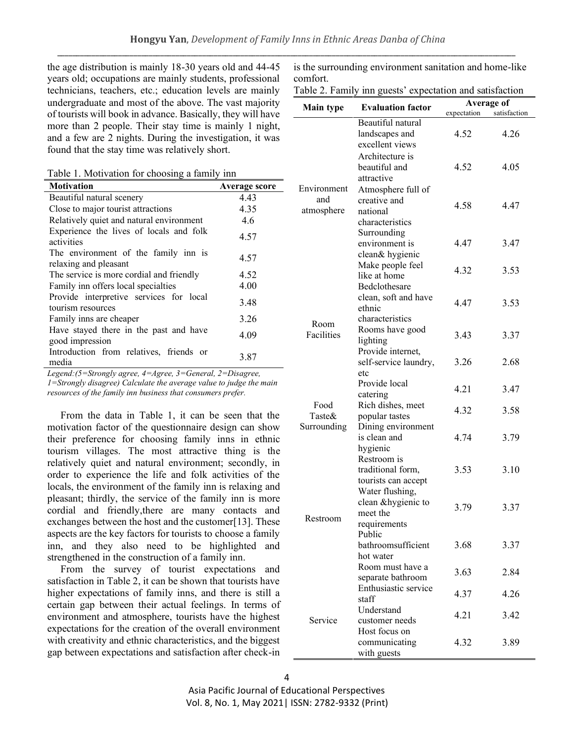the age distribution is mainly 18-30 years old and 44-45 years old; occupations are mainly students, professional technicians, teachers, etc.; education levels are mainly undergraduate and most of the above. The vast majority of tourists will book in advance. Basically, they will have more than 2 people. Their stay time is mainly 1 night, and a few are 2 nights. During the investigation, it was found that the stay time was relatively short.

Table 1. Motivation for choosing a family inn

| Motivation | Average score |
|---|---|
| Beautiful natural scenery | 4.43 |
| Close to major tourist attractions | 4.35 |
| Relatively quiet and natural environment | 4.6 |
| Experience the lives of locals and folk activities | 4.57 |
| The environment of the family inn is relaxing and pleasant | 4.57 |
| The service is more cordial and friendly | 4.52 |
| Family inn offers local specialties | 4.00 |
| Provide interpretive services for local tourism resources | 3.48 |
| Family inns are cheaper | 3.26 |
| Have stayed there in the past and have good impression | 4.09 |
| Introduction from relatives, friends or media | 3.87 |

*Legend:(5=Strongly agree, 4=Agree, 3=General, 2=Disagree, 1=Strongly disagree) Calculate the average value to judge the main resources of the family inn business that consumers prefer.*

From the data in Table 1, it can be seen that the motivation factor of the questionnaire design can show their preference for choosing family inns in ethnic tourism villages. The most attractive thing is the relatively quiet and natural environment; secondly, in order to experience the life and folk activities of the locals, the environment of the family inn is relaxing and pleasant; thirdly, the service of the family inn is more cordial and friendly,there are many contacts and exchanges between the host and the customer[13]. These aspects are the key factors for tourists to choose a family inn, and they also need to be highlighted and strengthened in the construction of a family inn.

From the survey of tourist expectations and satisfaction in Table 2, it can be shown that tourists have higher expectations of family inns, and there is still a certain gap between their actual feelings. In terms of environment and atmosphere, tourists have the highest expectations for the creation of the overall environment with creativity and ethnic characteristics, and the biggest gap between expectations and satisfaction after check-in is the surrounding environment sanitation and home-like comfort.

Table 2. Family inn guests' expectation and satisfaction

| Main type | Evaluation factor | Average of | |
|---|---|---|---|
| | | expectation | satisfaction |
| Environment and atmosphere | Beautiful natural landscapes and excellent views | 4.52 | 4.26 |
| | Architecture is beautiful and attractive | 4.52 | 4.05 |
| | Atmosphere full of creative and national characteristics | 4.58 | 4.47 |
| | Surrounding environment is clean& hygienic | 4.47 | 3.47 |
| | Make people feel like at home | 4.32 | 3.53 |
| Room Facilities | Bedclothesare clean, soft and have ethnic characteristics | 4.47 | 3.53 |
| | Rooms have good lighting | 3.43 | 3.37 |
| | Provide internet, self-service laundry, etc | 3.26 | 2.68 |
| Food Taste& Surrounding | Provide local catering | 4.21 | 3.47 |
| | Rich dishes, meet popular tastes | 4.32 | 3.58 |
| | Dining environment is clean and hygienic | 4.74 | 3.79 |
| Restroom | Restroom is traditional form, tourists can accept | 3.53 | 3.10 |
| | Water flushing, clean &hygienic to meet the requirements | 3.79 | 3.37 |
| | Public bathroomsufficient hot water | 3.68 | 3.37 |
| | Room must have a separate bathroom | 3.63 | 2.84 |
| Service | Enthusiastic service staff | 4.37 | 4.26 |
| | Understand customer needs | 4.21 | 3.42 |
| | Host focus on communicating with guests | 4.32 | 3.89 |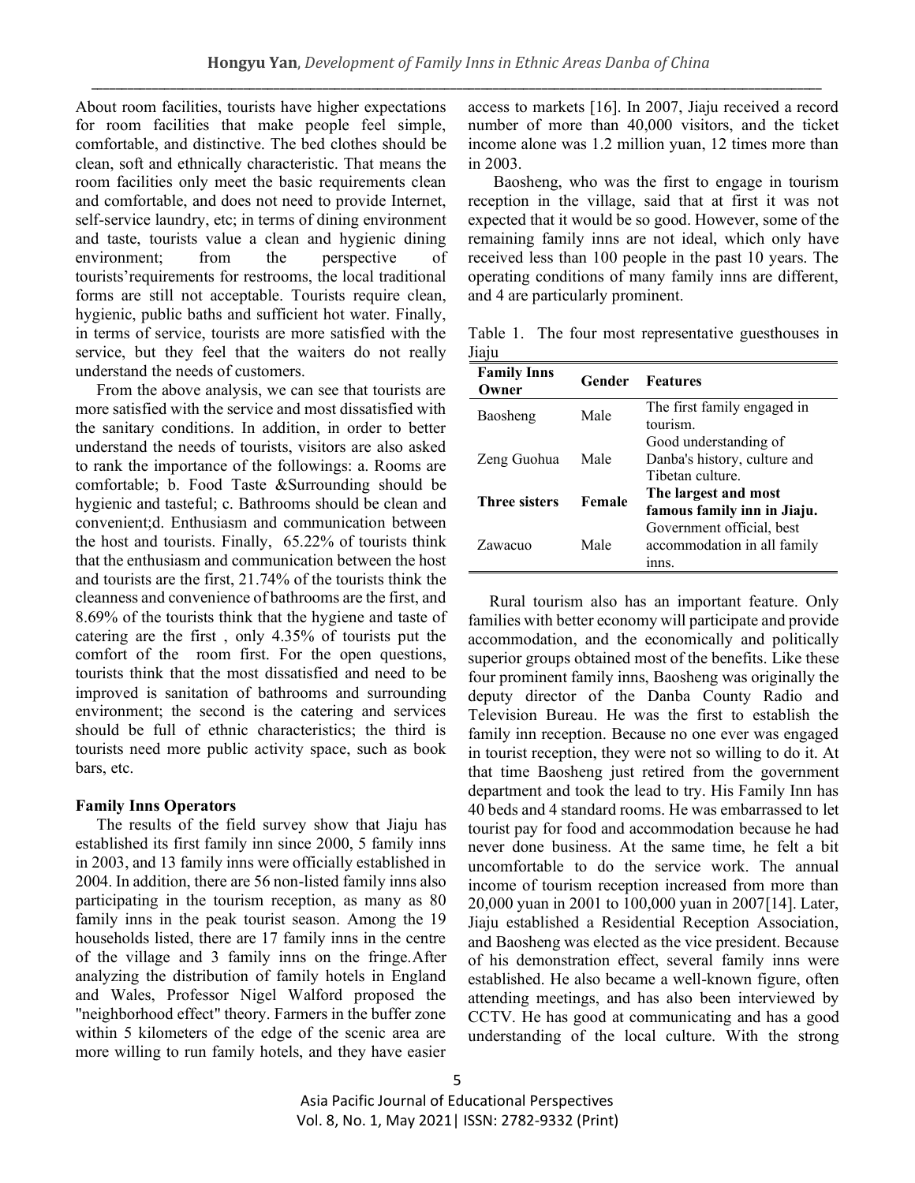About room facilities, tourists have higher expectations for room facilities that make people feel simple, comfortable, and distinctive. The bed clothes should be clean, soft and ethnically characteristic. That means the room facilities only meet the basic requirements clean and comfortable, and does not need to provide Internet, self-service laundry, etc; in terms of dining environment and taste, tourists value a clean and hygienic dining environment; from the perspective of tourists'requirements for restrooms, the local traditional forms are still not acceptable. Tourists require clean, hygienic, public baths and sufficient hot water. Finally, in terms of service, tourists are more satisfied with the service, but they feel that the waiters do not really understand the needs of customers.

From the above analysis, we can see that tourists are more satisfied with the service and most dissatisfied with the sanitary conditions. In addition, in order to better understand the needs of tourists, visitors are also asked to rank the importance of the followings: a. Rooms are comfortable; b. Food Taste &Surrounding should be hygienic and tasteful; c. Bathrooms should be clean and convenient;d. Enthusiasm and communication between the host and tourists. Finally, 65.22% of tourists think that the enthusiasm and communication between the host and tourists are the first, 21.74% of the tourists think the cleanness and convenience of bathrooms are the first, and 8.69% of the tourists think that the hygiene and taste of catering are the first , only 4.35% of tourists put the comfort of the room first. For the open questions, tourists think that the most dissatisfied and need to be improved is sanitation of bathrooms and surrounding environment; the second is the catering and services should be full of ethnic characteristics; the third is tourists need more public activity space, such as book bars, etc.

**Family Inns Operators**

The results of the field survey show that Jiaju has established its first family inn since 2000, 5 family inns in 2003, and 13 family inns were officially established in 2004. In addition, there are 56 non-listed family inns also participating in the tourism reception, as many as 80 family inns in the peak tourist season. Among the 19 households listed, there are 17 family inns in the centre of the village and 3 family inns on the fringe.After analyzing the distribution of family hotels in England and Wales, Professor Nigel Walford proposed the "neighborhood effect" theory. Farmers in the buffer zone within 5 kilometers of the edge of the scenic area are more willing to run family hotels, and they have easier access to markets [16]. In 2007, Jiaju received a record number of more than 40,000 visitors, and the ticket income alone was 1.2 million yuan, 12 times more than in 2003.

Baosheng, who was the first to engage in tourism reception in the village, said that at first it was not expected that it would be so good. However, some of the remaining family inns are not ideal, which only have received less than 100 people in the past 10 years. The operating conditions of many family inns are different, and 4 are particularly prominent.

Table 1. The four most representative guesthouses in Jiaju

| Family Inns Owner | Gender | Features |
|---|---|---|
| Baosheng | Male | The first family engaged in tourism. |
| Zeng Guohua | Male | Good understanding of Danba's history, culture and Tibetan culture. |
| **Three sisters** | **Female** | **The largest and most famous family inn in Jiaju.** |
| Zawacuo | Male | Government official, best accommodation in all family inns. |

Rural tourism also has an important feature. Only families with better economy will participate and provide accommodation, and the economically and politically superior groups obtained most of the benefits. Like these four prominent family inns, Baosheng was originally the deputy director of the Danba County Radio and Television Bureau. He was the first to establish the family inn reception. Because no one ever was engaged in tourist reception, they were not so willing to do it. At that time Baosheng just retired from the government department and took the lead to try. His Family Inn has 40 beds and 4 standard rooms. He was embarrassed to let tourist pay for food and accommodation because he had never done business. At the same time, he felt a bit uncomfortable to do the service work. The annual income of tourism reception increased from more than 20,000 yuan in 2001 to 100,000 yuan in 2007[14]. Later, Jiaju established a Residential Reception Association, and Baosheng was elected as the vice president. Because of his demonstration effect, several family inns were established. He also became a well-known figure, often attending meetings, and has also been interviewed by CCTV. He has good at communicating and has a good understanding of the local culture. With the strong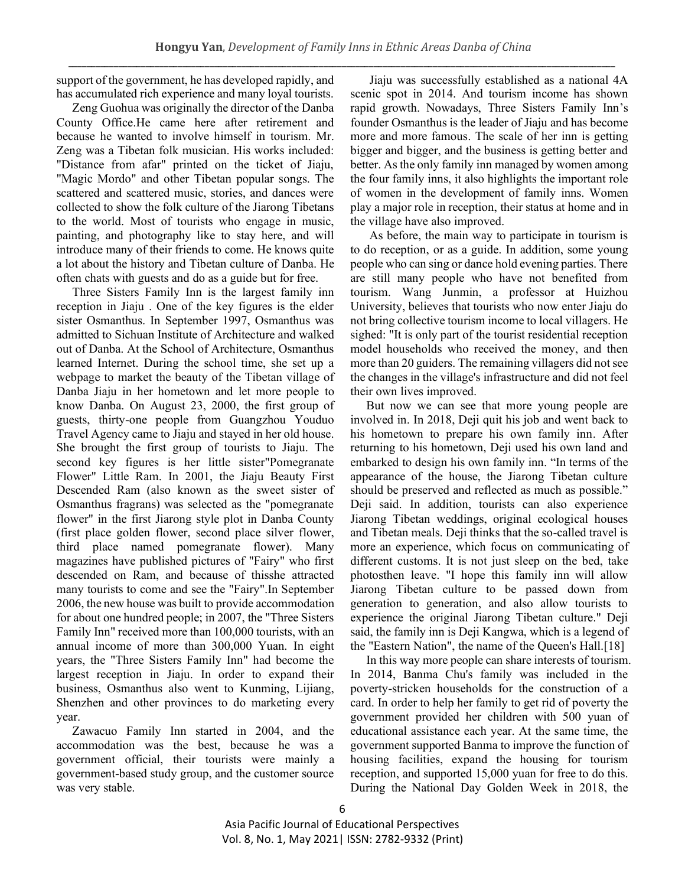support of the government, he has developed rapidly, and has accumulated rich experience and many loyal tourists.

Zeng Guohua was originally the director of the Danba County Office.He came here after retirement and because he wanted to involve himself in tourism. Mr. Zeng was a Tibetan folk musician. His works included: "Distance from afar" printed on the ticket of Jiaju, "Magic Mordo" and other Tibetan popular songs. The scattered and scattered music, stories, and dances were collected to show the folk culture of the Jiarong Tibetans to the world. Most of tourists who engage in music, painting, and photography like to stay here, and will introduce many of their friends to come. He knows quite a lot about the history and Tibetan culture of Danba. He often chats with guests and do as a guide but for free.

Three Sisters Family Inn is the largest family inn reception in Jiaju . One of the key figures is the elder sister Osmanthus. In September 1997, Osmanthus was admitted to Sichuan Institute of Architecture and walked out of Danba. At the School of Architecture, Osmanthus learned Internet. During the school time, she set up a webpage to market the beauty of the Tibetan village of Danba Jiaju in her hometown and let more people to know Danba. On August 23, 2000, the first group of guests, thirty-one people from Guangzhou Youduo Travel Agency came to Jiaju and stayed in her old house. She brought the first group of tourists to Jiaju. The second key figures is her little sister"Pomegranate Flower" Little Ram. In 2001, the Jiaju Beauty First Descended Ram (also known as the sweet sister of Osmanthus fragrans) was selected as the "pomegranate flower" in the first Jiarong style plot in Danba County (first place golden flower, second place silver flower, third place named pomegranate flower). Many magazines have published pictures of "Fairy" who first descended on Ram, and because of thisshe attracted many tourists to come and see the "Fairy".In September 2006, the new house was built to provide accommodation for about one hundred people; in 2007, the "Three Sisters Family Inn" received more than 100,000 tourists, with an annual income of more than 300,000 Yuan. In eight years, the "Three Sisters Family Inn" had become the largest reception in Jiaju. In order to expand their business, Osmanthus also went to Kunming, Lijiang, Shenzhen and other provinces to do marketing every year.

Zawacuo Family Inn started in 2004, and the accommodation was the best, because he was a government official, their tourists were mainly a government-based study group, and the customer source was very stable.

Jiaju was successfully established as a national 4A scenic spot in 2014. And tourism income has shown rapid growth. Nowadays, Three Sisters Family Inn's founder Osmanthus is the leader of Jiaju and has become more and more famous. The scale of her inn is getting bigger and bigger, and the business is getting better and better. As the only family inn managed by women among the four family inns, it also highlights the important role of women in the development of family inns. Women play a major role in reception, their status at home and in the village have also improved.

As before, the main way to participate in tourism is to do reception, or as a guide. In addition, some young people who can sing or dance hold evening parties. There are still many people who have not benefited from tourism. Wang Junmin, a professor at Huizhou University, believes that tourists who now enter Jiaju do not bring collective tourism income to local villagers. He sighed: "It is only part of the tourist residential reception model households who received the money, and then more than 20 guiders. The remaining villagers did not see the changes in the village's infrastructure and did not feel their own lives improved.

But now we can see that more young people are involved in. In 2018, Deji quit his job and went back to his hometown to prepare his own family inn. After returning to his hometown, Deji used his own land and embarked to design his own family inn. "In terms of the appearance of the house, the Jiarong Tibetan culture should be preserved and reflected as much as possible." Deji said. In addition, tourists can also experience Jiarong Tibetan weddings, original ecological houses and Tibetan meals. Deji thinks that the so-called travel is more an experience, which focus on communicating of different customs. It is not just sleep on the bed, take photosthen leave. "I hope this family inn will allow Jiarong Tibetan culture to be passed down from generation to generation, and also allow tourists to experience the original Jiarong Tibetan culture." Deji said, the family inn is Deji Kangwa, which is a legend of the "Eastern Nation", the name of the Queen's Hall.[18]

In this way more people can share interests of tourism. In 2014, Banma Chu's family was included in the poverty-stricken households for the construction of a card. In order to help her family to get rid of poverty the government provided her children with 500 yuan of educational assistance each year. At the same time, the government supported Banma to improve the function of housing facilities, expand the housing for tourism reception, and supported 15,000 yuan for free to do this. During the National Day Golden Week in 2018, the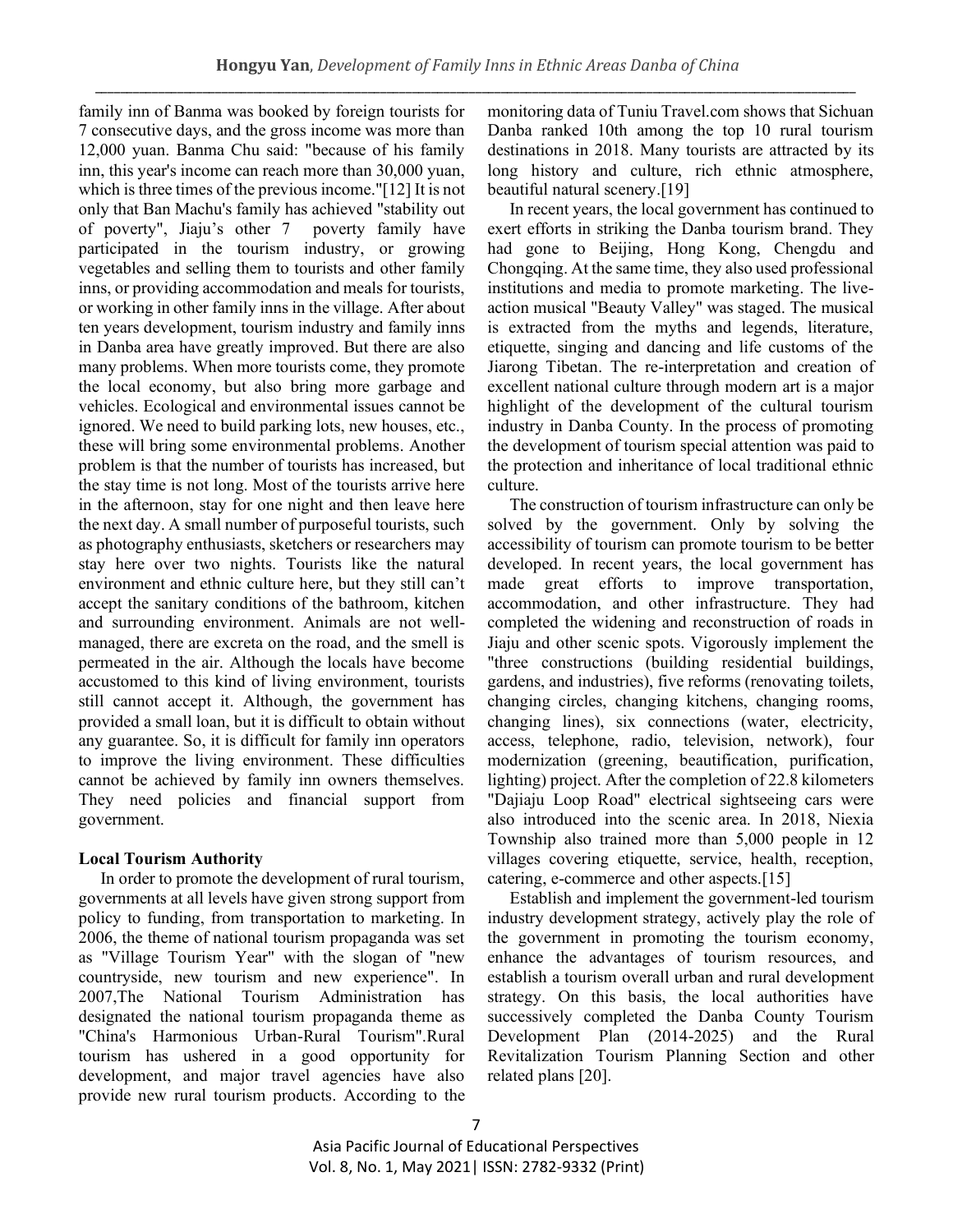family inn of Banma was booked by foreign tourists for 7 consecutive days, and the gross income was more than 12,000 yuan. Banma Chu said: "because of his family inn, this year's income can reach more than 30,000 yuan, which is three times of the previous income."[12] It is not only that Ban Machu's family has achieved "stability out of poverty", Jiaju's other 7 poverty family have participated in the tourism industry, or growing vegetables and selling them to tourists and other family inns, or providing accommodation and meals for tourists, or working in other family inns in the village. After about ten years development, tourism industry and family inns in Danba area have greatly improved. But there are also many problems. When more tourists come, they promote the local economy, but also bring more garbage and vehicles. Ecological and environmental issues cannot be ignored. We need to build parking lots, new houses, etc., these will bring some environmental problems. Another problem is that the number of tourists has increased, but the stay time is not long. Most of the tourists arrive here in the afternoon, stay for one night and then leave here the next day. A small number of purposeful tourists, such as photography enthusiasts, sketchers or researchers may stay here over two nights. Tourists like the natural environment and ethnic culture here, but they still can't accept the sanitary conditions of the bathroom, kitchen and surrounding environment. Animals are not well-managed, there are excreta on the road, and the smell is permeated in the air. Although the locals have become accustomed to this kind of living environment, tourists still cannot accept it. Although, the government has provided a small loan, but it is difficult to obtain without any guarantee. So, it is difficult for family inn operators to improve the living environment. These difficulties cannot be achieved by family inn owners themselves. They need policies and financial support from government.

**Local Tourism Authority**

In order to promote the development of rural tourism, governments at all levels have given strong support from policy to funding, from transportation to marketing. In 2006, the theme of national tourism propaganda was set as "Village Tourism Year" with the slogan of "new countryside, new tourism and new experience". In 2007,The National Tourism Administration has designated the national tourism propaganda theme as "China's Harmonious Urban-Rural Tourism".Rural tourism has ushered in a good opportunity for development, and major travel agencies have also provide new rural tourism products. According to the monitoring data of Tuniu Travel.com shows that Sichuan Danba ranked 10th among the top 10 rural tourism destinations in 2018. Many tourists are attracted by its long history and culture, rich ethnic atmosphere, beautiful natural scenery.[19]

In recent years, the local government has continued to exert efforts in striking the Danba tourism brand. They had gone to Beijing, Hong Kong, Chengdu and Chongqing. At the same time, they also used professional institutions and media to promote marketing. The live-action musical "Beauty Valley" was staged. The musical is extracted from the myths and legends, literature, etiquette, singing and dancing and life customs of the Jiarong Tibetan. The re-interpretation and creation of excellent national culture through modern art is a major highlight of the development of the cultural tourism industry in Danba County. In the process of promoting the development of tourism special attention was paid to the protection and inheritance of local traditional ethnic culture.

The construction of tourism infrastructure can only be solved by the government. Only by solving the accessibility of tourism can promote tourism to be better developed. In recent years, the local government has made great efforts to improve transportation, accommodation, and other infrastructure. They had completed the widening and reconstruction of roads in Jiaju and other scenic spots. Vigorously implement the "three constructions (building residential buildings, gardens, and industries), five reforms (renovating toilets, changing circles, changing kitchens, changing rooms, changing lines), six connections (water, electricity, access, telephone, radio, television, network), four modernization (greening, beautification, purification, lighting) project. After the completion of 22.8 kilometers "Dajiaju Loop Road" electrical sightseeing cars were also introduced into the scenic area. In 2018, Niexia Township also trained more than 5,000 people in 12 villages covering etiquette, service, health, reception, catering, e-commerce and other aspects.[15]

Establish and implement the government-led tourism industry development strategy, actively play the role of the government in promoting the tourism economy, enhance the advantages of tourism resources, and establish a tourism overall urban and rural development strategy. On this basis, the local authorities have successively completed the Danba County Tourism Development Plan (2014-2025) and the Rural Revitalization Tourism Planning Section and other related plans [20].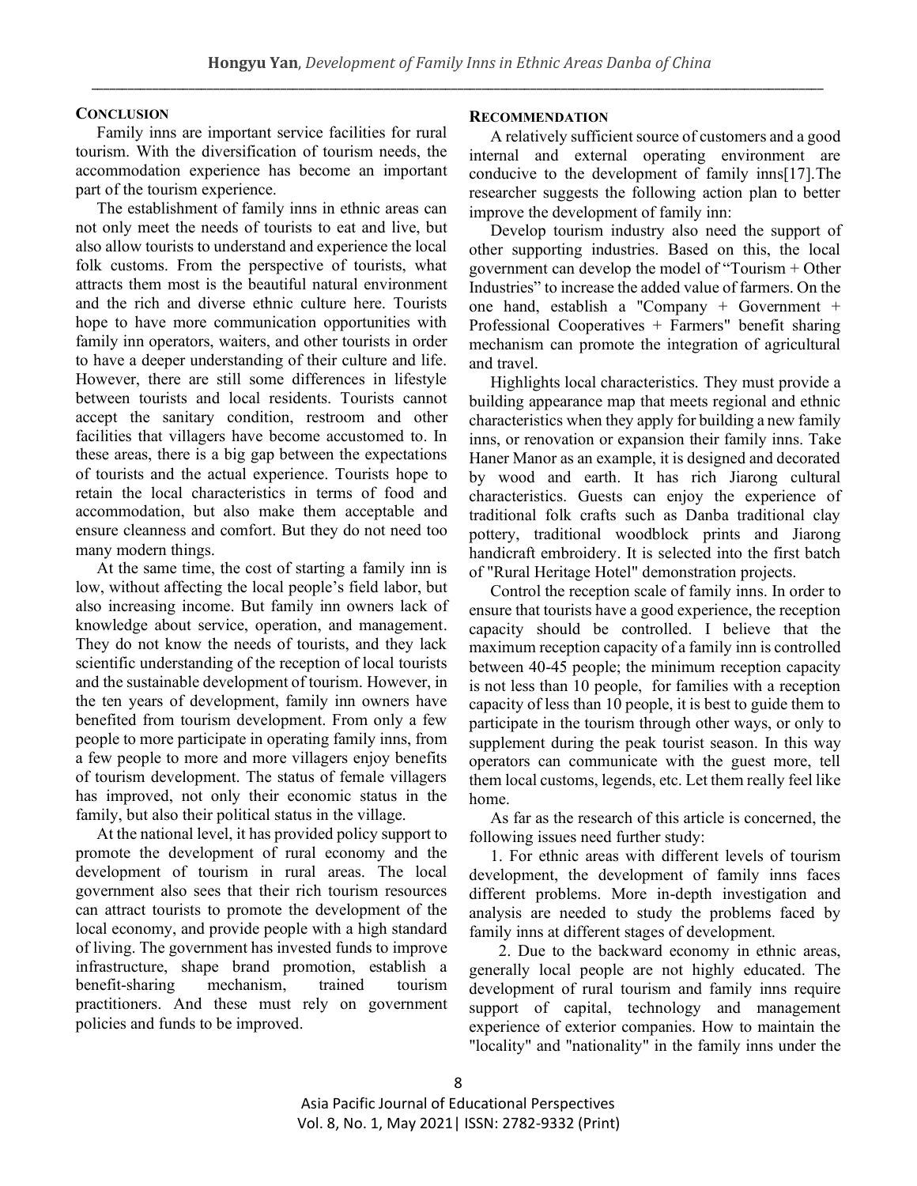## Conclusion

Family inns are important service facilities for rural tourism. With the diversification of tourism needs, the accommodation experience has become an important part of the tourism experience.

The establishment of family inns in ethnic areas can not only meet the needs of tourists to eat and live, but also allow tourists to understand and experience the local folk customs. From the perspective of tourists, what attracts them most is the beautiful natural environment and the rich and diverse ethnic culture here. Tourists hope to have more communication opportunities with family inn operators, waiters, and other tourists in order to have a deeper understanding of their culture and life. However, there are still some differences in lifestyle between tourists and local residents. Tourists cannot accept the sanitary condition, restroom and other facilities that villagers have become accustomed to. In these areas, there is a big gap between the expectations of tourists and the actual experience. Tourists hope to retain the local characteristics in terms of food and accommodation, but also make them acceptable and ensure cleanness and comfort. But they do not need too many modern things.

At the same time, the cost of starting a family inn is low, without affecting the local people's field labor, but also increasing income. But family inn owners lack of knowledge about service, operation, and management. They do not know the needs of tourists, and they lack scientific understanding of the reception of local tourists and the sustainable development of tourism. However, in the ten years of development, family inn owners have benefited from tourism development. From only a few people to more participate in operating family inns, from a few people to more and more villagers enjoy benefits of tourism development. The status of female villagers has improved, not only their economic status in the family, but also their political status in the village.

At the national level, it has provided policy support to promote the development of rural economy and the development of tourism in rural areas. The local government also sees that their rich tourism resources can attract tourists to promote the development of the local economy, and provide people with a high standard of living. The government has invested funds to improve infrastructure, shape brand promotion, establish a benefit-sharing mechanism, trained tourism practitioners. And these must rely on government policies and funds to be improved.

## Recommendation

A relatively sufficient source of customers and a good internal and external operating environment are conducive to the development of family inns[17].The researcher suggests the following action plan to better improve the development of family inn:

Develop tourism industry also need the support of other supporting industries. Based on this, the local government can develop the model of "Tourism + Other Industries" to increase the added value of farmers. On the one hand, establish a "Company + Government + Professional Cooperatives + Farmers" benefit sharing mechanism can promote the integration of agricultural and travel.

Highlights local characteristics. They must provide a building appearance map that meets regional and ethnic characteristics when they apply for building a new family inns, or renovation or expansion their family inns. Take Haner Manor as an example, it is designed and decorated by wood and earth. It has rich Jiarong cultural characteristics. Guests can enjoy the experience of traditional folk crafts such as Danba traditional clay pottery, traditional woodblock prints and Jiarong handicraft embroidery. It is selected into the first batch of "Rural Heritage Hotel" demonstration projects.

Control the reception scale of family inns. In order to ensure that tourists have a good experience, the reception capacity should be controlled. I believe that the maximum reception capacity of a family inn is controlled between 40-45 people; the minimum reception capacity is not less than 10 people, for families with a reception capacity of less than 10 people, it is best to guide them to participate in the tourism through other ways, or only to supplement during the peak tourist season. In this way operators can communicate with the guest more, tell them local customs, legends, etc. Let them really feel like home.

As far as the research of this article is concerned, the following issues need further study:

1. For ethnic areas with different levels of tourism development, the development of family inns faces different problems. More in-depth investigation and analysis are needed to study the problems faced by family inns at different stages of development.

2. Due to the backward economy in ethnic areas, generally local people are not highly educated. The development of rural tourism and family inns require support of capital, technology and management experience of exterior companies. How to maintain the "locality" and "nationality" in the family inns under the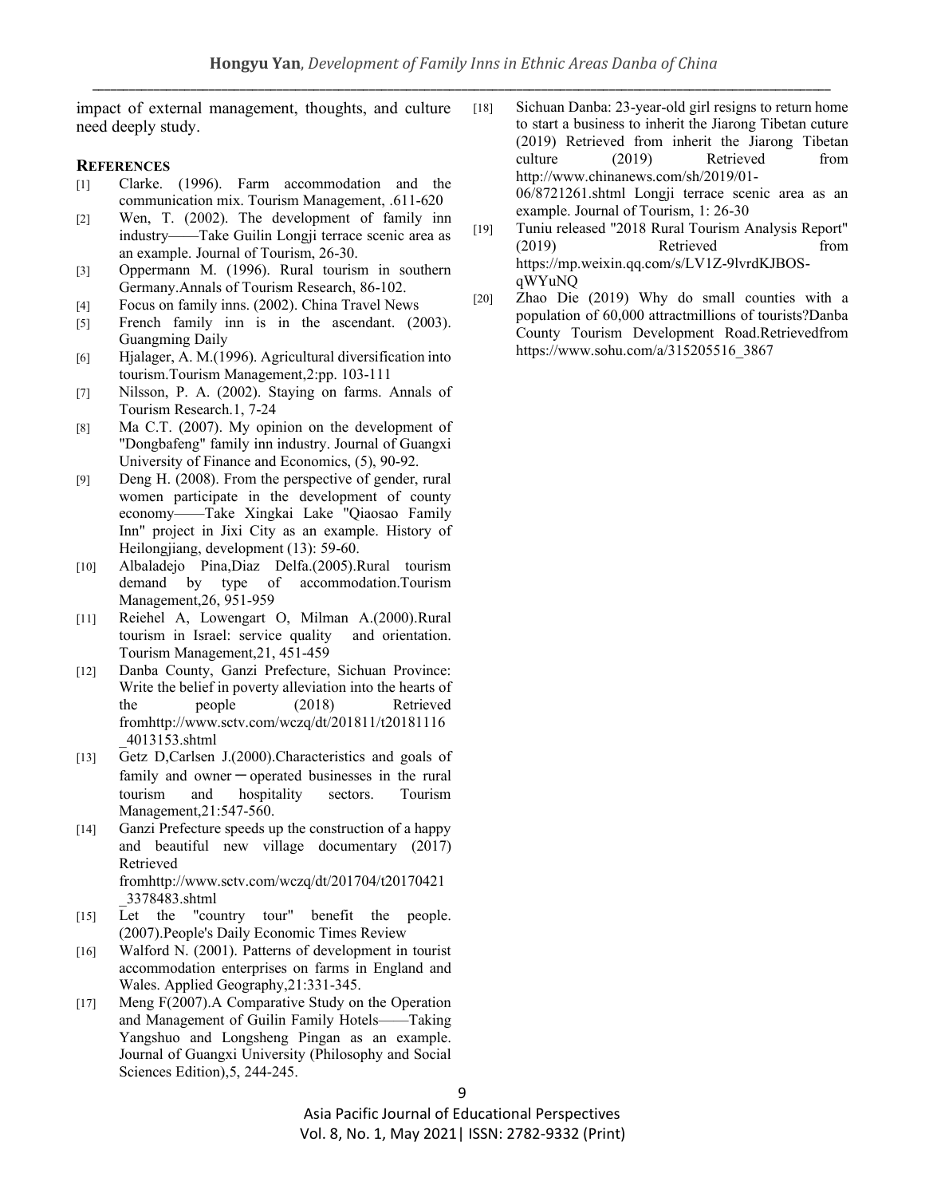impact of external management, thoughts, and culture need deeply study.

## REFERENCES

[1] Clarke. (1996). Farm accommodation and the communication mix. Tourism Management, .611-620

[2] Wen, T. (2002). The development of family inn industry——Take Guilin Longji terrace scenic area as an example. Journal of Tourism, 26-30.

[3] Oppermann M. (1996). Rural tourism in southern Germany.Annals of Tourism Research, 86-102.

[4] Focus on family inns. (2002). China Travel News

[5] French family inn is in the ascendant. (2003). Guangming Daily

[6] Hjalager, A. M.(1996). Agricultural diversification into tourism.Tourism Management,2:pp. 103-111

[7] Nilsson, P. A. (2002). Staying on farms. Annals of Tourism Research.1, 7-24

[8] Ma C.T. (2007). My opinion on the development of "Dongbafeng" family inn industry. Journal of Guangxi University of Finance and Economics, (5), 90-92.

[9] Deng H. (2008). From the perspective of gender, rural women participate in the development of county economy——Take Xingkai Lake "Qiaosao Family Inn" project in Jixi City as an example. History of Heilongjiang, development (13): 59-60.

[10] Albaladejo Pina,Diaz Delfa.(2005).Rural tourism demand by type of accommodation.Tourism Management,26, 951-959

[11] Reiehel A, Lowengart O, Milman A.(2000).Rural tourism in Israel: service quality and orientation. Tourism Management,21, 451-459

[12] Danba County, Ganzi Prefecture, Sichuan Province: Write the belief in poverty alleviation into the hearts of the people (2018) Retrieved fromhttp://www.sctv.com/wczq/dt/201811/t20181116_4013153.shtml

[13] Getz D,Carlsen J.(2000).Characteristics and goals of family and owner－operated businesses in the rural tourism and hospitality sectors. Tourism Management,21:547-560.

[14] Ganzi Prefecture speeds up the construction of a happy and beautiful new village documentary (2017) Retrieved fromhttp://www.sctv.com/wczq/dt/201704/t20170421_3378483.shtml

[15] Let the "country tour" benefit the people. (2007).People's Daily Economic Times Review

[16] Walford N. (2001). Patterns of development in tourist accommodation enterprises on farms in England and Wales. Applied Geography,21:331-345.

[17] Meng F(2007).A Comparative Study on the Operation and Management of Guilin Family Hotels——Taking Yangshuo and Longsheng Pingan as an example. Journal of Guangxi University (Philosophy and Social Sciences Edition),5, 244-245.

[18] Sichuan Danba: 23-year-old girl resigns to return home to start a business to inherit the Jiarong Tibetan cuture (2019) Retrieved from inherit the Jiarong Tibetan culture (2019) Retrieved from http://www.chinanews.com/sh/2019/01-06/8721261.shtml Longji terrace scenic area as an example. Journal of Tourism, 1: 26-30

[19] Tuniu released "2018 Rural Tourism Analysis Report" (2019) Retrieved from https://mp.weixin.qq.com/s/LV1Z-9lvrdKJBOS-qWYuNQ

[20] Zhao Die (2019) Why do small counties with a population of 60,000 attractmillions of tourists?Danba County Tourism Development Road.Retrievedfrom https://www.sohu.com/a/315205516_3867